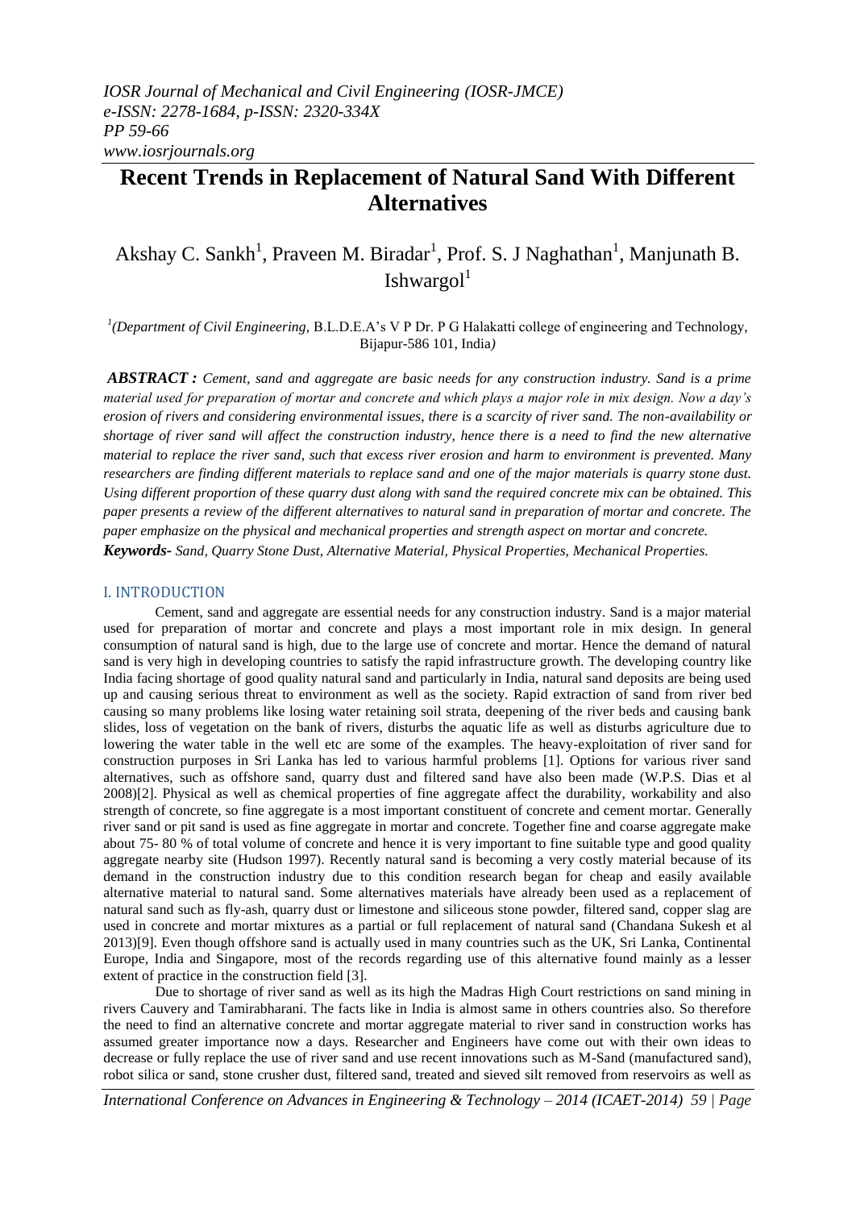# Recent Trends in Replacement of Natural Sand With Different Alternatives

Akshay C. Sankh[1], Praveen M. Biradar[1], Prof. S. J Naghathan[1], Manjunath B. Ishwargol[1]

[1](Department of Civil Engineering, B.L.D.E.A's V P Dr. P G Halakatti college of engineering and Technology, Bijapur-586 101, India)

***ABSTRACT :*** *Cement, sand and aggregate are basic needs for any construction industry. Sand is a prime material used for preparation of mortar and concrete and which plays a major role in mix design. Now a day's erosion of rivers and considering environmental issues, there is a scarcity of river sand. The non-availability or shortage of river sand will affect the construction industry, hence there is a need to find the new alternative material to replace the river sand, such that excess river erosion and harm to environment is prevented. Many researchers are finding different materials to replace sand and one of the major materials is quarry stone dust. Using different proportion of these quarry dust along with sand the required concrete mix can be obtained. This paper presents a review of the different alternatives to natural sand in preparation of mortar and concrete. The paper emphasize on the physical and mechanical properties and strength aspect on mortar and concrete.*

***Keywords-*** *Sand, Quarry Stone Dust, Alternative Material, Physical Properties, Mechanical Properties.*

## I. INTRODUCTION

Cement, sand and aggregate are essential needs for any construction industry. Sand is a major material used for preparation of mortar and concrete and plays a most important role in mix design. In general consumption of natural sand is high, due to the large use of concrete and mortar. Hence the demand of natural sand is very high in developing countries to satisfy the rapid infrastructure growth. The developing country like India facing shortage of good quality natural sand and particularly in India, natural sand deposits are being used up and causing serious threat to environment as well as the society. Rapid extraction of sand from river bed causing so many problems like losing water retaining soil strata, deepening of the river beds and causing bank slides, loss of vegetation on the bank of rivers, disturbs the aquatic life as well as disturbs agriculture due to lowering the water table in the well etc are some of the examples. The heavy-exploitation of river sand for construction purposes in Sri Lanka has led to various harmful problems [1]. Options for various river sand alternatives, such as offshore sand, quarry dust and filtered sand have also been made (W.P.S. Dias et al 2008)[2]. Physical as well as chemical properties of fine aggregate affect the durability, workability and also strength of concrete, so fine aggregate is a most important constituent of concrete and cement mortar. Generally river sand or pit sand is used as fine aggregate in mortar and concrete. Together fine and coarse aggregate make about 75- 80 % of total volume of concrete and hence it is very important to fine suitable type and good quality aggregate nearby site (Hudson 1997). Recently natural sand is becoming a very costly material because of its demand in the construction industry due to this condition research began for cheap and easily available alternative material to natural sand. Some alternatives materials have already been used as a replacement of natural sand such as fly-ash, quarry dust or limestone and siliceous stone powder, filtered sand, copper slag are used in concrete and mortar mixtures as a partial or full replacement of natural sand (Chandana Sukesh et al 2013)[9]. Even though offshore sand is actually used in many countries such as the UK, Sri Lanka, Continental Europe, India and Singapore, most of the records regarding use of this alternative found mainly as a lesser extent of practice in the construction field [3].

Due to shortage of river sand as well as its high the Madras High Court restrictions on sand mining in rivers Cauvery and Tamirabharani. The facts like in India is almost same in others countries also. So therefore the need to find an alternative concrete and mortar aggregate material to river sand in construction works has assumed greater importance now a days. Researcher and Engineers have come out with their own ideas to decrease or fully replace the use of river sand and use recent innovations such as M-Sand (manufactured sand), robot silica or sand, stone crusher dust, filtered sand, treated and sieved silt removed from reservoirs as well as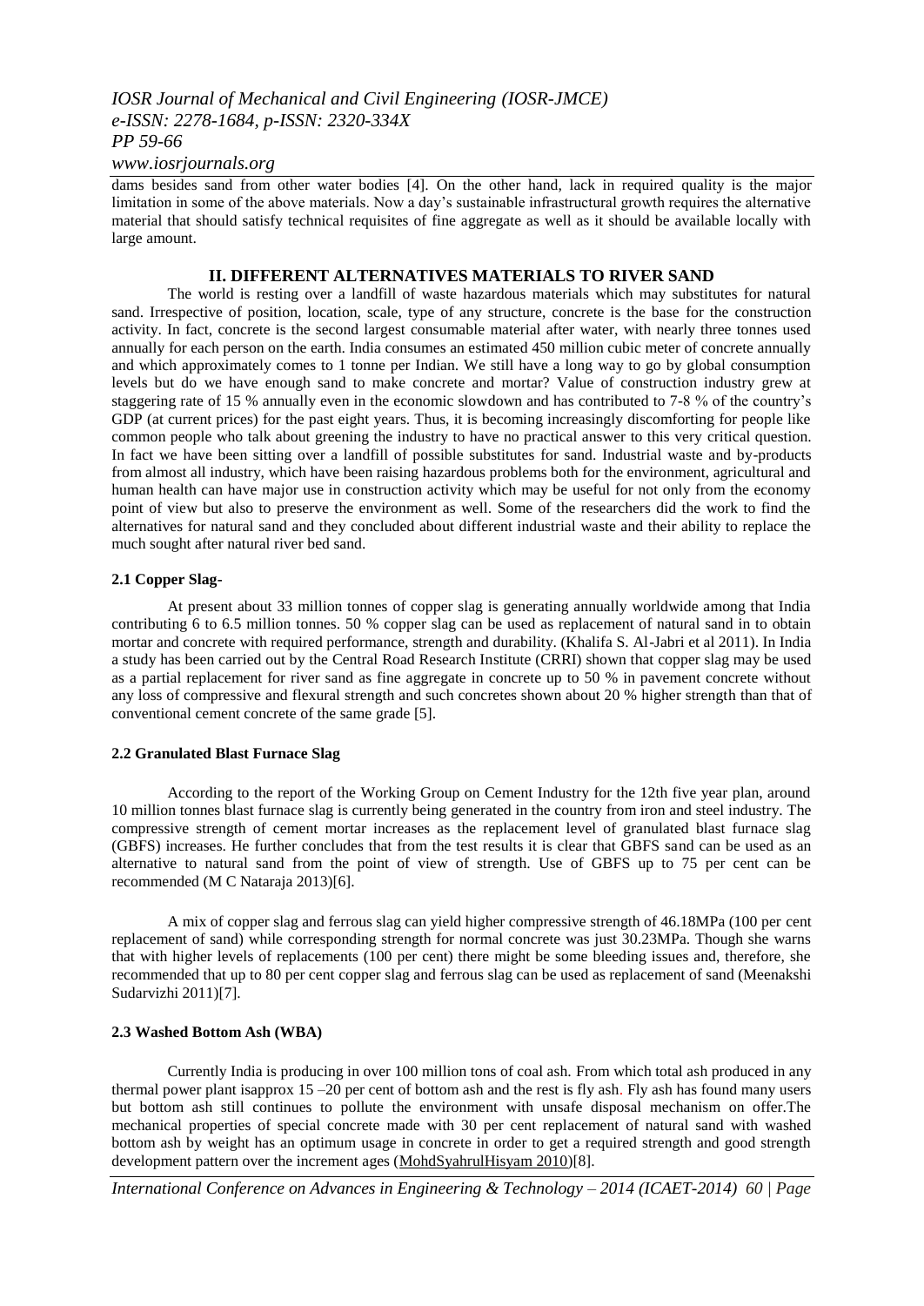dams besides sand from other water bodies [4]. On the other hand, lack in required quality is the major limitation in some of the above materials. Now a day's sustainable infrastructural growth requires the alternative material that should satisfy technical requisites of fine aggregate as well as it should be available locally with large amount.

## II. DIFFERENT ALTERNATIVES MATERIALS TO RIVER SAND

The world is resting over a landfill of waste hazardous materials which may substitutes for natural sand. Irrespective of position, location, scale, type of any structure, concrete is the base for the construction activity. In fact, concrete is the second largest consumable material after water, with nearly three tonnes used annually for each person on the earth. India consumes an estimated 450 million cubic meter of concrete annually and which approximately comes to 1 tonne per Indian. We still have a long way to go by global consumption levels but do we have enough sand to make concrete and mortar? Value of construction industry grew at staggering rate of 15 % annually even in the economic slowdown and has contributed to 7-8 % of the country's GDP (at current prices) for the past eight years. Thus, it is becoming increasingly discomforting for people like common people who talk about greening the industry to have no practical answer to this very critical question. In fact we have been sitting over a landfill of possible substitutes for sand. Industrial waste and by-products from almost all industry, which have been raising hazardous problems both for the environment, agricultural and human health can have major use in construction activity which may be useful for not only from the economy point of view but also to preserve the environment as well. Some of the researchers did the work to find the alternatives for natural sand and they concluded about different industrial waste and their ability to replace the much sought after natural river bed sand.

### 2.1 Copper Slag-

At present about 33 million tonnes of copper slag is generating annually worldwide among that India contributing 6 to 6.5 million tonnes. 50 % copper slag can be used as replacement of natural sand in to obtain mortar and concrete with required performance, strength and durability. (Khalifa S. Al-Jabri et al 2011). In India a study has been carried out by the Central Road Research Institute (CRRI) shown that copper slag may be used as a partial replacement for river sand as fine aggregate in concrete up to 50 % in pavement concrete without any loss of compressive and flexural strength and such concretes shown about 20 % higher strength than that of conventional cement concrete of the same grade [5].

### 2.2 Granulated Blast Furnace Slag

According to the report of the Working Group on Cement Industry for the 12th five year plan, around 10 million tonnes blast furnace slag is currently being generated in the country from iron and steel industry. The compressive strength of cement mortar increases as the replacement level of granulated blast furnace slag (GBFS) increases. He further concludes that from the test results it is clear that GBFS sand can be used as an alternative to natural sand from the point of view of strength. Use of GBFS up to 75 per cent can be recommended (M C Nataraja 2013)[6].

A mix of copper slag and ferrous slag can yield higher compressive strength of 46.18MPa (100 per cent replacement of sand) while corresponding strength for normal concrete was just 30.23MPa. Though she warns that with higher levels of replacements (100 per cent) there might be some bleeding issues and, therefore, she recommended that up to 80 per cent copper slag and ferrous slag can be used as replacement of sand (Meenakshi Sudarvizhi 2011)[7].

### 2.3 Washed Bottom Ash (WBA)

Currently India is producing in over 100 million tons of coal ash. From which total ash produced in any thermal power plant isapprox 15 –20 per cent of bottom ash and the rest is fly ash. Fly ash has found many users but bottom ash still continues to pollute the environment with unsafe disposal mechanism on offer.The mechanical properties of special concrete made with 30 per cent replacement of natural sand with washed bottom ash by weight has an optimum usage in concrete in order to get a required strength and good strength development pattern over the increment ages (MohdSyahrulHisyam 2010)[8].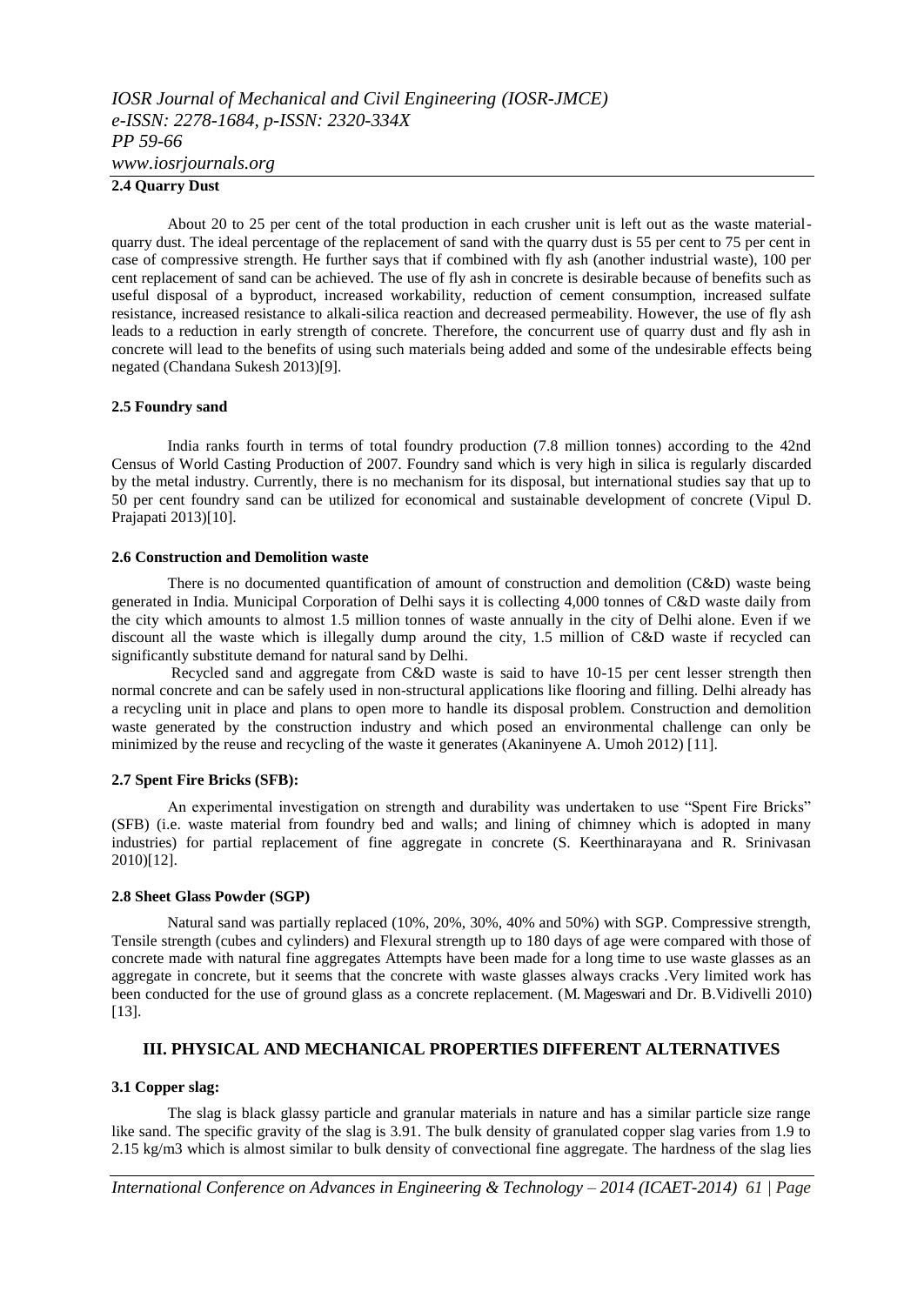### 2.4 Quarry Dust

About 20 to 25 per cent of the total production in each crusher unit is left out as the waste material-quarry dust. The ideal percentage of the replacement of sand with the quarry dust is 55 per cent to 75 per cent in case of compressive strength. He further says that if combined with fly ash (another industrial waste), 100 per cent replacement of sand can be achieved. The use of fly ash in concrete is desirable because of benefits such as useful disposal of a byproduct, increased workability, reduction of cement consumption, increased sulfate resistance, increased resistance to alkali-silica reaction and decreased permeability. However, the use of fly ash leads to a reduction in early strength of concrete. Therefore, the concurrent use of quarry dust and fly ash in concrete will lead to the benefits of using such materials being added and some of the undesirable effects being negated (Chandana Sukesh 2013)[9].

### 2.5 Foundry sand

India ranks fourth in terms of total foundry production (7.8 million tonnes) according to the 42nd Census of World Casting Production of 2007. Foundry sand which is very high in silica is regularly discarded by the metal industry. Currently, there is no mechanism for its disposal, but international studies say that up to 50 per cent foundry sand can be utilized for economical and sustainable development of concrete (Vipul D. Prajapati 2013)[10].

### 2.6 Construction and Demolition waste

There is no documented quantification of amount of construction and demolition (C&D) waste being generated in India. Municipal Corporation of Delhi says it is collecting 4,000 tonnes of C&D waste daily from the city which amounts to almost 1.5 million tonnes of waste annually in the city of Delhi alone. Even if we discount all the waste which is illegally dump around the city, 1.5 million of C&D waste if recycled can significantly substitute demand for natural sand by Delhi.

Recycled sand and aggregate from C&D waste is said to have 10-15 per cent lesser strength then normal concrete and can be safely used in non-structural applications like flooring and filling. Delhi already has a recycling unit in place and plans to open more to handle its disposal problem. Construction and demolition waste generated by the construction industry and which posed an environmental challenge can only be minimized by the reuse and recycling of the waste it generates (Akaninyene A. Umoh 2012) [11].

### 2.7 Spent Fire Bricks (SFB):

An experimental investigation on strength and durability was undertaken to use "Spent Fire Bricks" (SFB) (i.e. waste material from foundry bed and walls; and lining of chimney which is adopted in many industries) for partial replacement of fine aggregate in concrete (S. Keerthinarayana and R. Srinivasan 2010)[12].

### 2.8 Sheet Glass Powder (SGP)

Natural sand was partially replaced (10%, 20%, 30%, 40% and 50%) with SGP. Compressive strength, Tensile strength (cubes and cylinders) and Flexural strength up to 180 days of age were compared with those of concrete made with natural fine aggregates Attempts have been made for a long time to use waste glasses as an aggregate in concrete, but it seems that the concrete with waste glasses always cracks .Very limited work has been conducted for the use of ground glass as a concrete replacement. (M. Mageswari and Dr. B.Vidivelli 2010) [13].

## III. PHYSICAL AND MECHANICAL PROPERTIES DIFFERENT ALTERNATIVES

### 3.1 Copper slag:

The slag is black glassy particle and granular materials in nature and has a similar particle size range like sand. The specific gravity of the slag is 3.91. The bulk density of granulated copper slag varies from 1.9 to 2.15 kg/m3 which is almost similar to bulk density of convectional fine aggregate. The hardness of the slag lies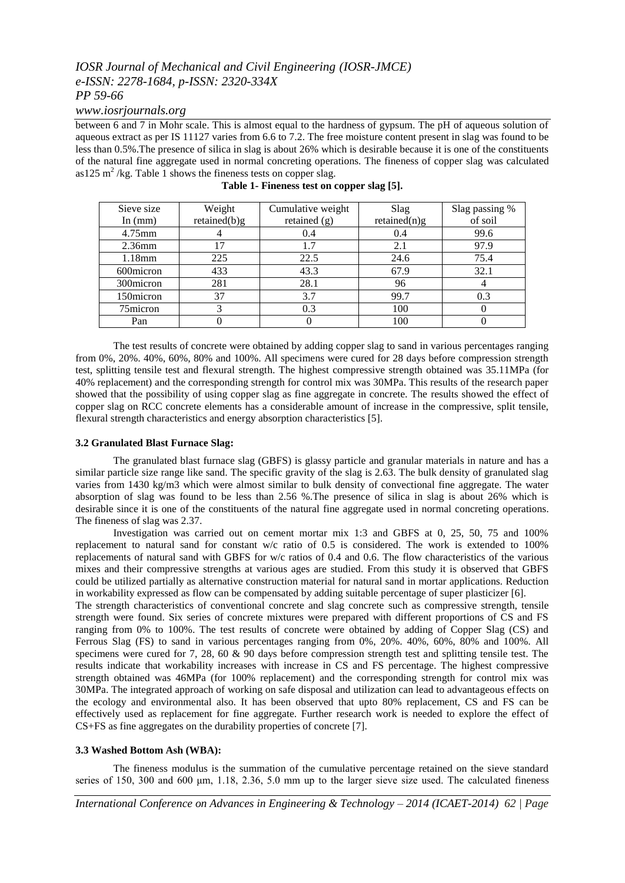between 6 and 7 in Mohr scale. This is almost equal to the hardness of gypsum. The pH of aqueous solution of aqueous extract as per IS 11127 varies from 6.6 to 7.2. The free moisture content present in slag was found to be less than 0.5%.The presence of silica in slag is about 26% which is desirable because it is one of the constituents of the natural fine aggregate used in normal concreting operations. The fineness of copper slag was calculated as125 $m^2$ /kg. Table 1 shows the fineness tests on copper slag.

**Table 1- Fineness test on copper slag [5].**

| Sieve size In (mm) | Weight retained(b)g | Cumulative weight retained (g) | Slag retained(n)g | Slag passing % of soil |
|---|---|---|---|---|
| 4.75mm | 4 | 0.4 | 0.4 | 99.6 |
| 2.36mm | 17 | 1.7 | 2.1 | 97.9 |
| 1.18mm | 225 | 22.5 | 24.6 | 75.4 |
| 600micron | 433 | 43.3 | 67.9 | 32.1 |
| 300micron | 281 | 28.1 | 96 | 4 |
| 150micron | 37 | 3.7 | 99.7 | 0.3 |
| 75micron | 3 | 0.3 | 100 | 0 |
| Pan | 0 | 0 | 100 | 0 |

The test results of concrete were obtained by adding copper slag to sand in various percentages ranging from 0%, 20%. 40%, 60%, 80% and 100%. All specimens were cured for 28 days before compression strength test, splitting tensile test and flexural strength. The highest compressive strength obtained was 35.11MPa (for 40% replacement) and the corresponding strength for control mix was 30MPa. This results of the research paper showed that the possibility of using copper slag as fine aggregate in concrete. The results showed the effect of copper slag on RCC concrete elements has a considerable amount of increase in the compressive, split tensile, flexural strength characteristics and energy absorption characteristics [5].

### 3.2 Granulated Blast Furnace Slag:

The granulated blast furnace slag (GBFS) is glassy particle and granular materials in nature and has a similar particle size range like sand. The specific gravity of the slag is 2.63. The bulk density of granulated slag varies from 1430 kg/m3 which were almost similar to bulk density of convectional fine aggregate. The water absorption of slag was found to be less than 2.56 %.The presence of silica in slag is about 26% which is desirable since it is one of the constituents of the natural fine aggregate used in normal concreting operations. The fineness of slag was 2.37.

Investigation was carried out on cement mortar mix 1:3 and GBFS at 0, 25, 50, 75 and 100% replacement to natural sand for constant w/c ratio of 0.5 is considered. The work is extended to 100% replacements of natural sand with GBFS for w/c ratios of 0.4 and 0.6. The flow characteristics of the various mixes and their compressive strengths at various ages are studied. From this study it is observed that GBFS could be utilized partially as alternative construction material for natural sand in mortar applications. Reduction in workability expressed as flow can be compensated by adding suitable percentage of super plasticizer [6].

The strength characteristics of conventional concrete and slag concrete such as compressive strength, tensile strength were found. Six series of concrete mixtures were prepared with different proportions of CS and FS ranging from 0% to 100%. The test results of concrete were obtained by adding of Copper Slag (CS) and Ferrous Slag (FS) to sand in various percentages ranging from 0%, 20%. 40%, 60%, 80% and 100%. All specimens were cured for 7, 28, 60 & 90 days before compression strength test and splitting tensile test. The results indicate that workability increases with increase in CS and FS percentage. The highest compressive strength obtained was 46MPa (for 100% replacement) and the corresponding strength for control mix was 30MPa. The integrated approach of working on safe disposal and utilization can lead to advantageous effects on the ecology and environmental also. It has been observed that upto 80% replacement, CS and FS can be effectively used as replacement for fine aggregate. Further research work is needed to explore the effect of CS+FS as fine aggregates on the durability properties of concrete [7].

### 3.3 Washed Bottom Ash (WBA):

The fineness modulus is the summation of the cumulative percentage retained on the sieve standard series of 150, 300 and 600 μm, 1.18, 2.36, 5.0 mm up to the larger sieve size used. The calculated fineness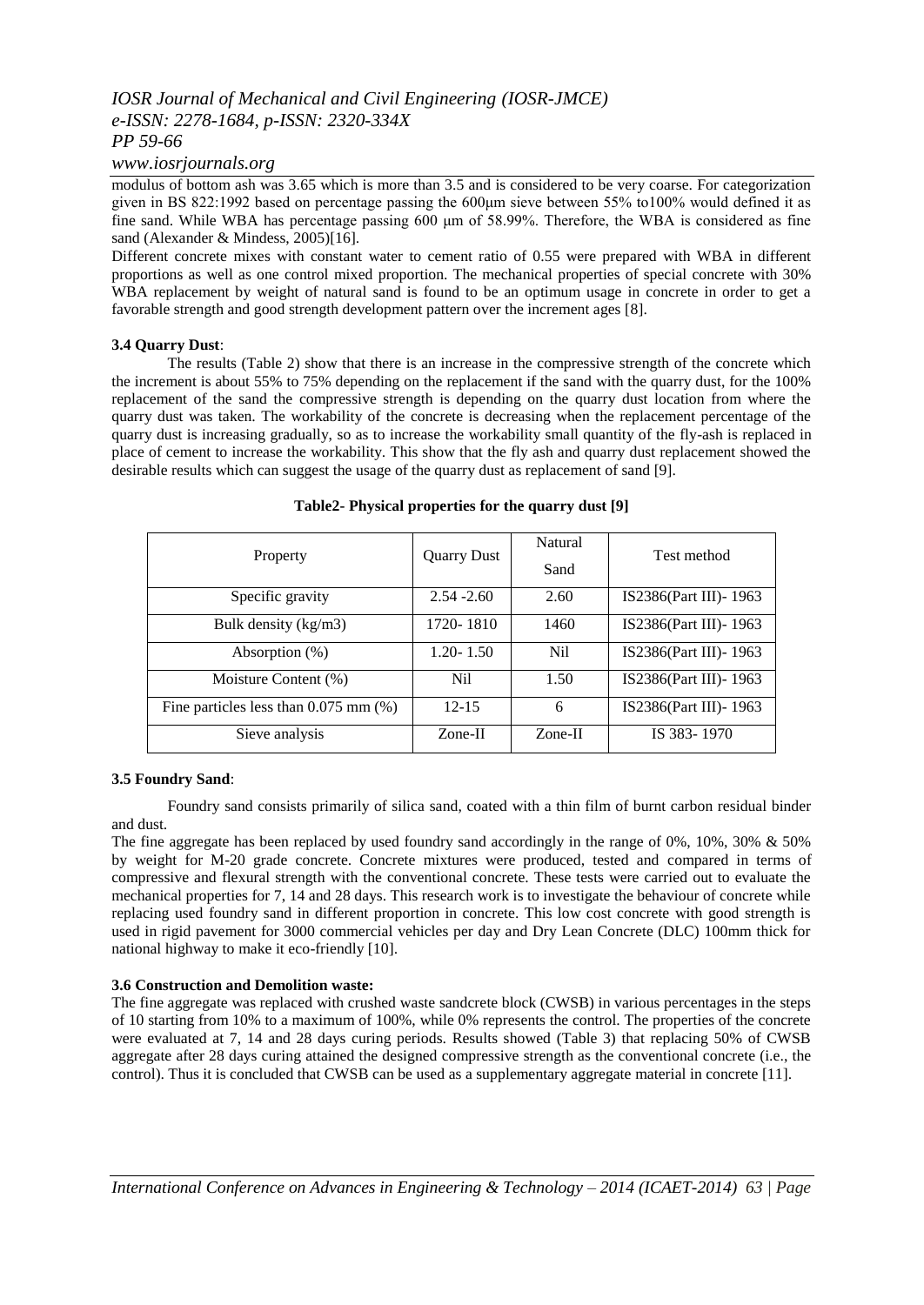modulus of bottom ash was 3.65 which is more than 3.5 and is considered to be very coarse. For categorization given in BS 822:1992 based on percentage passing the 600μm sieve between 55% to100% would defined it as fine sand. While WBA has percentage passing 600 μm of 58.99%. Therefore, the WBA is considered as fine sand (Alexander & Mindess, 2005)[16].

Different concrete mixes with constant water to cement ratio of 0.55 were prepared with WBA in different proportions as well as one control mixed proportion. The mechanical properties of special concrete with 30% WBA replacement by weight of natural sand is found to be an optimum usage in concrete in order to get a favorable strength and good strength development pattern over the increment ages [8].

### 3.4 Quarry Dust:

The results (Table 2) show that there is an increase in the compressive strength of the concrete which the increment is about 55% to 75% depending on the replacement if the sand with the quarry dust, for the 100% replacement of the sand the compressive strength is depending on the quarry dust location from where the quarry dust was taken. The workability of the concrete is decreasing when the replacement percentage of the quarry dust is increasing gradually, so as to increase the workability small quantity of the fly-ash is replaced in place of cement to increase the workability. This show that the fly ash and quarry dust replacement showed the desirable results which can suggest the usage of the quarry dust as replacement of sand [9].

**Table2- Physical properties for the quarry dust [9]**

| Property | Quarry Dust | Natural Sand | Test method |
|---|---|---|---|
| Specific gravity | 2.54 -2.60 | 2.60 | IS2386(Part III)- 1963 |
| Bulk density (kg/m3) | 1720- 1810 | 1460 | IS2386(Part III)- 1963 |
| Absorption (%) | 1.20- 1.50 | Nil | IS2386(Part III)- 1963 |
| Moisture Content (%) | Nil | 1.50 | IS2386(Part III)- 1963 |
| Fine particles less than 0.075 mm (%) | 12-15 | 6 | IS2386(Part III)- 1963 |
| Sieve analysis | Zone-II | Zone-II | IS 383- 1970 |

### 3.5 Foundry Sand:

Foundry sand consists primarily of silica sand, coated with a thin film of burnt carbon residual binder and dust.

The fine aggregate has been replaced by used foundry sand accordingly in the range of 0%, 10%, 30% & 50% by weight for M-20 grade concrete. Concrete mixtures were produced, tested and compared in terms of compressive and flexural strength with the conventional concrete. These tests were carried out to evaluate the mechanical properties for 7, 14 and 28 days. This research work is to investigate the behaviour of concrete while replacing used foundry sand in different proportion in concrete. This low cost concrete with good strength is used in rigid pavement for 3000 commercial vehicles per day and Dry Lean Concrete (DLC) 100mm thick for national highway to make it eco-friendly [10].

### 3.6 Construction and Demolition waste:

The fine aggregate was replaced with crushed waste sandcrete block (CWSB) in various percentages in the steps of 10 starting from 10% to a maximum of 100%, while 0% represents the control. The properties of the concrete were evaluated at 7, 14 and 28 days curing periods. Results showed (Table 3) that replacing 50% of CWSB aggregate after 28 days curing attained the designed compressive strength as the conventional concrete (i.e., the control). Thus it is concluded that CWSB can be used as a supplementary aggregate material in concrete [11].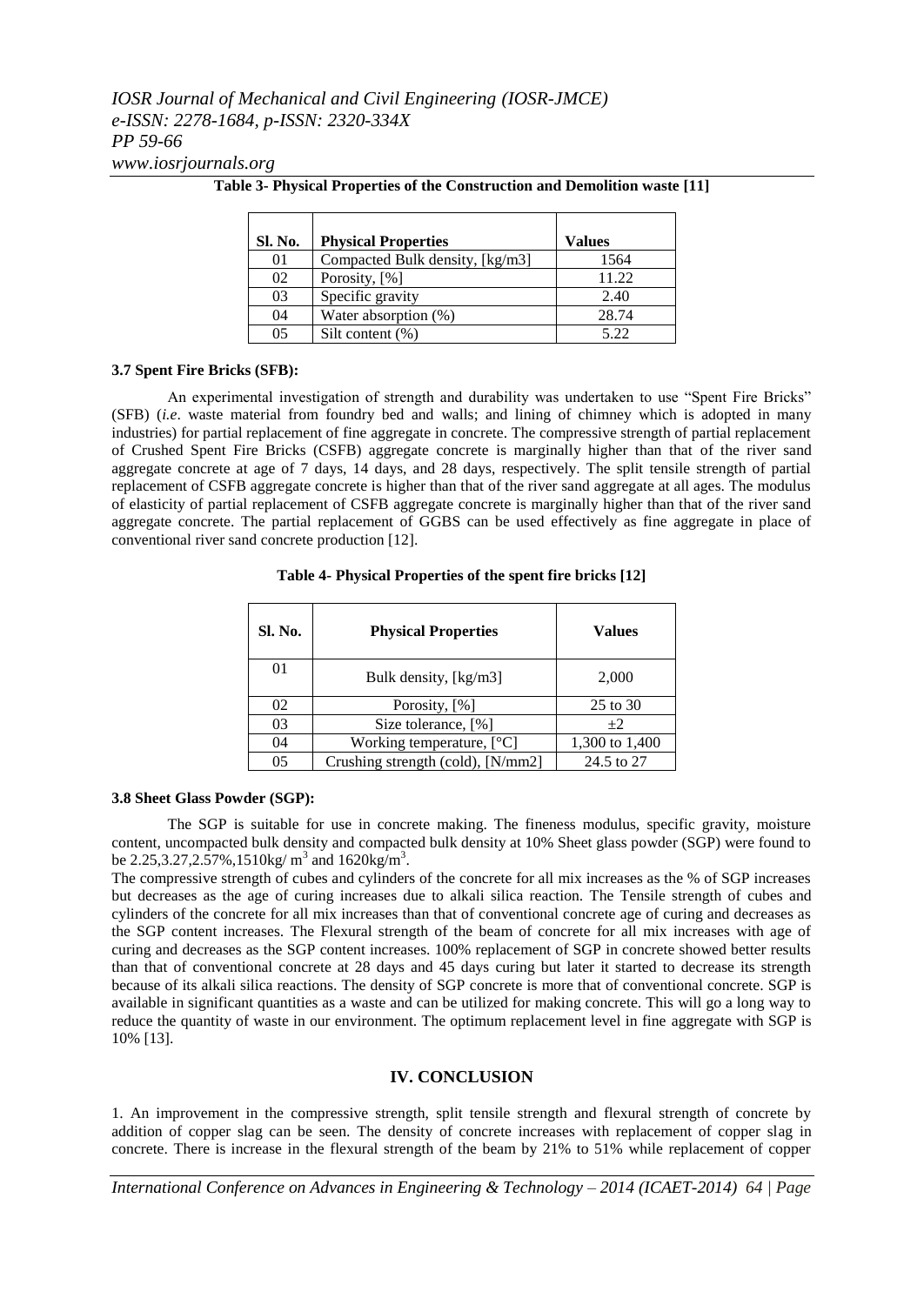**Table 3- Physical Properties of the Construction and Demolition waste [11]**

| Sl. No. | Physical Properties | Values |
|---|---|---|
| 01 | Compacted Bulk density, [kg/m3] | 1564 |
| 02 | Porosity, [%] | 11.22 |
| 03 | Specific gravity | 2.40 |
| 04 | Water absorption (%) | 28.74 |
| 05 | Silt content (%) | 5.22 |

### 3.7 Spent Fire Bricks (SFB):

An experimental investigation of strength and durability was undertaken to use "Spent Fire Bricks" (SFB) (*i.e*. waste material from foundry bed and walls; and lining of chimney which is adopted in many industries) for partial replacement of fine aggregate in concrete. The compressive strength of partial replacement of Crushed Spent Fire Bricks (CSFB) aggregate concrete is marginally higher than that of the river sand aggregate concrete at age of 7 days, 14 days, and 28 days, respectively. The split tensile strength of partial replacement of CSFB aggregate concrete is higher than that of the river sand aggregate at all ages. The modulus of elasticity of partial replacement of CSFB aggregate concrete is marginally higher than that of the river sand aggregate concrete. The partial replacement of GGBS can be used effectively as fine aggregate in place of conventional river sand concrete production [12].

**Table 4- Physical Properties of the spent fire bricks [12]**

| Sl. No. | Physical Properties | Values |
|---|---|---|
| 01 | Bulk density, [kg/m3] | 2,000 |
| 02 | Porosity, [%] | 25 to 30 |
| 03 | Size tolerance, [%] | ±2 |
| 04 | Working temperature, [°C] | 1,300 to 1,400 |
| 05 | Crushing strength (cold), [N/mm2] | 24.5 to 27 |

### 3.8 Sheet Glass Powder (SGP):

The SGP is suitable for use in concrete making. The fineness modulus, specific gravity, moisture content, uncompacted bulk density and compacted bulk density at 10% Sheet glass powder (SGP) were found to be 2.25,3.27,2.57%,1510kg/ $m^3$ and 1620kg/$m^3$.

The compressive strength of cubes and cylinders of the concrete for all mix increases as the % of SGP increases but decreases as the age of curing increases due to alkali silica reaction. The Tensile strength of cubes and cylinders of the concrete for all mix increases than that of conventional concrete age of curing and decreases as the SGP content increases. The Flexural strength of the beam of concrete for all mix increases with age of curing and decreases as the SGP content increases. 100% replacement of SGP in concrete showed better results than that of conventional concrete at 28 days and 45 days curing but later it started to decrease its strength because of its alkali silica reactions. The density of SGP concrete is more that of conventional concrete. SGP is available in significant quantities as a waste and can be utilized for making concrete. This will go a long way to reduce the quantity of waste in our environment. The optimum replacement level in fine aggregate with SGP is 10% [13].

## IV. CONCLUSION

1. An improvement in the compressive strength, split tensile strength and flexural strength of concrete by addition of copper slag can be seen. The density of concrete increases with replacement of copper slag in concrete. There is increase in the flexural strength of the beam by 21% to 51% while replacement of copper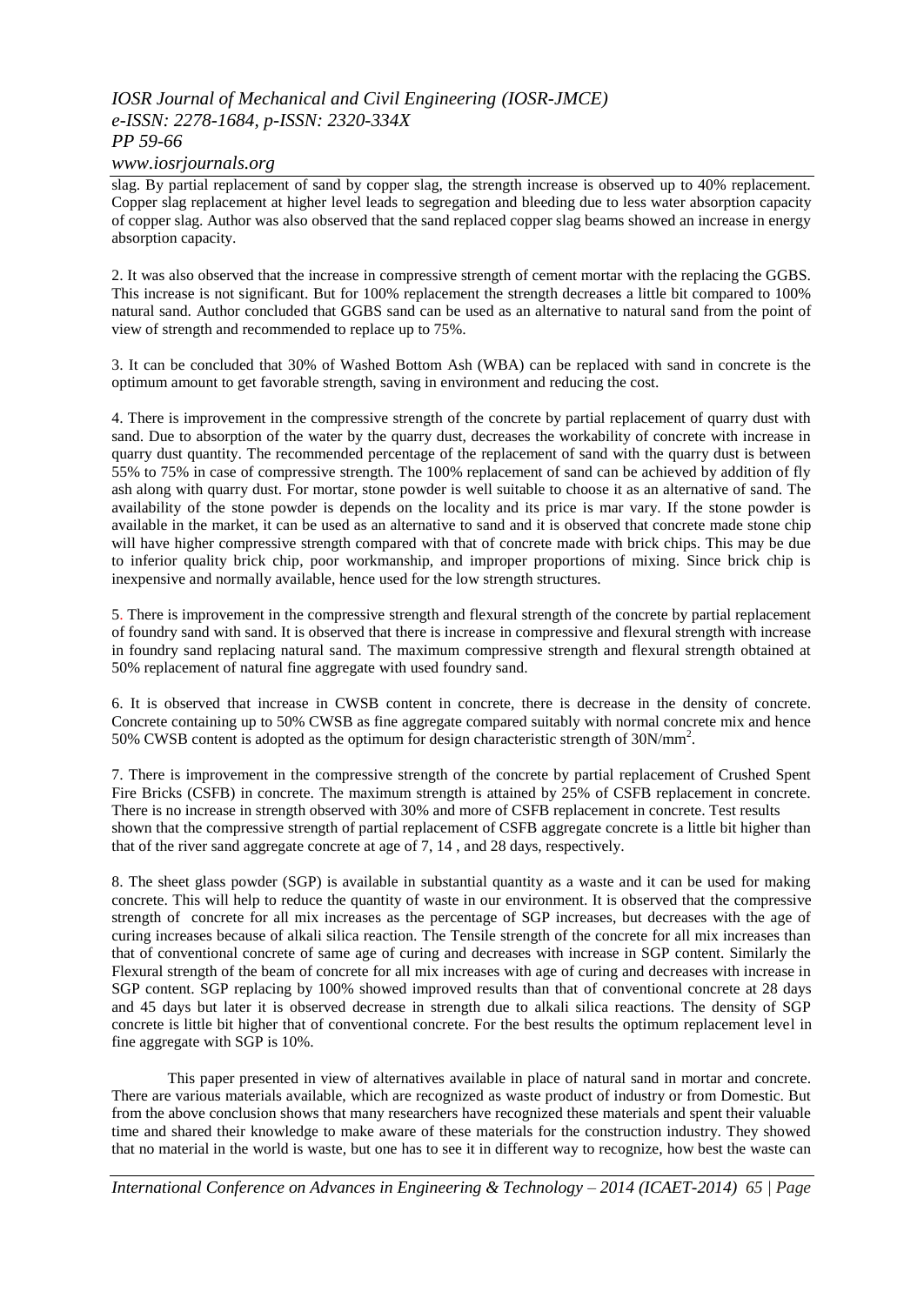slag. By partial replacement of sand by copper slag, the strength increase is observed up to 40% replacement. Copper slag replacement at higher level leads to segregation and bleeding due to less water absorption capacity of copper slag. Author was also observed that the sand replaced copper slag beams showed an increase in energy absorption capacity.

2. It was also observed that the increase in compressive strength of cement mortar with the replacing the GGBS. This increase is not significant. But for 100% replacement the strength decreases a little bit compared to 100% natural sand. Author concluded that GGBS sand can be used as an alternative to natural sand from the point of view of strength and recommended to replace up to 75%.

3. It can be concluded that 30% of Washed Bottom Ash (WBA) can be replaced with sand in concrete is the optimum amount to get favorable strength, saving in environment and reducing the cost.

4. There is improvement in the compressive strength of the concrete by partial replacement of quarry dust with sand. Due to absorption of the water by the quarry dust, decreases the workability of concrete with increase in quarry dust quantity. The recommended percentage of the replacement of sand with the quarry dust is between 55% to 75% in case of compressive strength. The 100% replacement of sand can be achieved by addition of fly ash along with quarry dust. For mortar, stone powder is well suitable to choose it as an alternative of sand. The availability of the stone powder is depends on the locality and its price is mar vary. If the stone powder is available in the market, it can be used as an alternative to sand and it is observed that concrete made stone chip will have higher compressive strength compared with that of concrete made with brick chips. This may be due to inferior quality brick chip, poor workmanship, and improper proportions of mixing. Since brick chip is inexpensive and normally available, hence used for the low strength structures.

5. There is improvement in the compressive strength and flexural strength of the concrete by partial replacement of foundry sand with sand. It is observed that there is increase in compressive and flexural strength with increase in foundry sand replacing natural sand. The maximum compressive strength and flexural strength obtained at 50% replacement of natural fine aggregate with used foundry sand.

6. It is observed that increase in CWSB content in concrete, there is decrease in the density of concrete. Concrete containing up to 50% CWSB as fine aggregate compared suitably with normal concrete mix and hence 50% CWSB content is adopted as the optimum for design characteristic strength of 30N/mm$^2$.

7. There is improvement in the compressive strength of the concrete by partial replacement of Crushed Spent Fire Bricks (CSFB) in concrete. The maximum strength is attained by 25% of CSFB replacement in concrete. There is no increase in strength observed with 30% and more of CSFB replacement in concrete. Test results shown that the compressive strength of partial replacement of CSFB aggregate concrete is a little bit higher than that of the river sand aggregate concrete at age of 7, 14 , and 28 days, respectively.

8. The sheet glass powder (SGP) is available in substantial quantity as a waste and it can be used for making concrete. This will help to reduce the quantity of waste in our environment. It is observed that the compressive strength of concrete for all mix increases as the percentage of SGP increases, but decreases with the age of curing increases because of alkali silica reaction. The Tensile strength of the concrete for all mix increases than that of conventional concrete of same age of curing and decreases with increase in SGP content. Similarly the Flexural strength of the beam of concrete for all mix increases with age of curing and decreases with increase in SGP content. SGP replacing by 100% showed improved results than that of conventional concrete at 28 days and 45 days but later it is observed decrease in strength due to alkali silica reactions. The density of SGP concrete is little bit higher that of conventional concrete. For the best results the optimum replacement level in fine aggregate with SGP is 10%.

This paper presented in view of alternatives available in place of natural sand in mortar and concrete. There are various materials available, which are recognized as waste product of industry or from Domestic. But from the above conclusion shows that many researchers have recognized these materials and spent their valuable time and shared their knowledge to make aware of these materials for the construction industry. They showed that no material in the world is waste, but one has to see it in different way to recognize, how best the waste can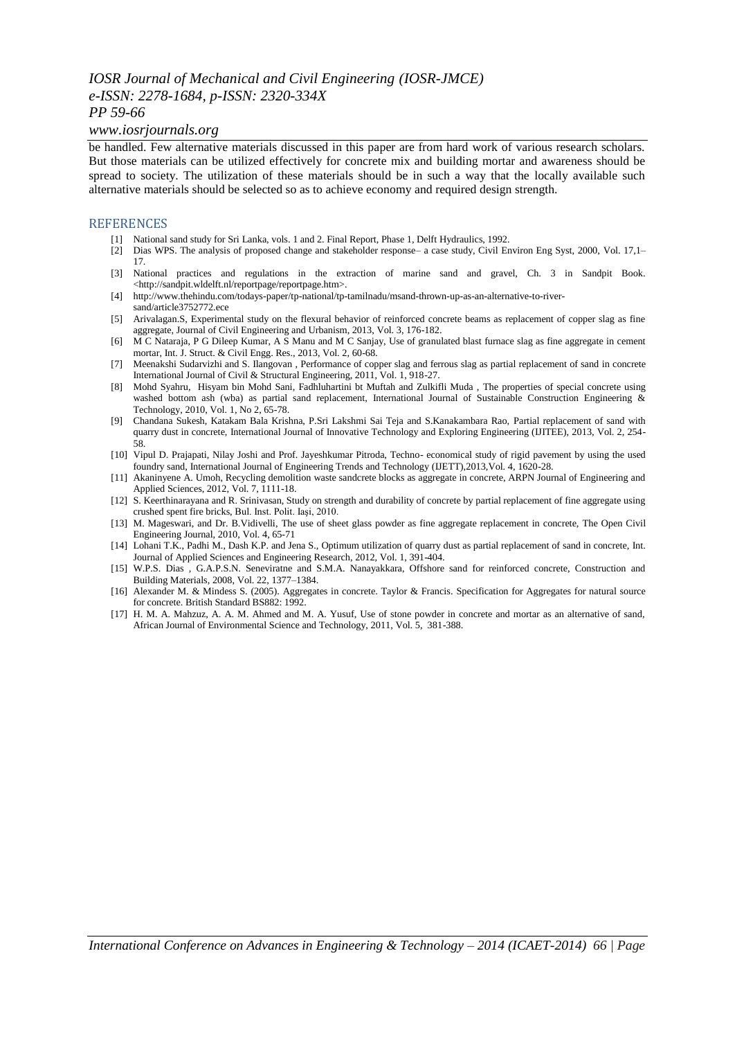be handled. Few alternative materials discussed in this paper are from hard work of various research scholars. But those materials can be utilized effectively for concrete mix and building mortar and awareness should be spread to society. The utilization of these materials should be in such a way that the locally available such alternative materials should be selected so as to achieve economy and required design strength.

## REFERENCES

[1] National sand study for Sri Lanka, vols. 1 and 2. Final Report, Phase 1, Delft Hydraulics, 1992.

[2] Dias WPS. The analysis of proposed change and stakeholder response– a case study, Civil Environ Eng Syst, 2000, Vol. 17,1–17.

[3] National practices and regulations in the extraction of marine sand and gravel, Ch. 3 in Sandpit Book. <http://sandpit.wldelft.nl/reportpage/reportpage.htm>.

[4] http://www.thehindu.com/todays-paper/tp-national/tp-tamilnadu/msand-thrown-up-as-an-alternative-to-river-sand/article3752772.ece

[5] Arivalagan.S, Experimental study on the flexural behavior of reinforced concrete beams as replacement of copper slag as fine aggregate, Journal of Civil Engineering and Urbanism, 2013, Vol. 3, 176-182.

[6] M C Nataraja, P G Dileep Kumar, A S Manu and M C Sanjay, Use of granulated blast furnace slag as fine aggregate in cement mortar, Int. J. Struct. & Civil Engg. Res., 2013, Vol. 2, 60-68.

[7] Meenakshi Sudarvizhi and S. Ilangovan , Performance of copper slag and ferrous slag as partial replacement of sand in concrete International Journal of Civil & Structural Engineering, 2011, Vol. 1, 918-27.

[8] Mohd Syahru, Hisyam bin Mohd Sani, Fadhluhartini bt Muftah and Zulkifli Muda , The properties of special concrete using washed bottom ash (wba) as partial sand replacement, International Journal of Sustainable Construction Engineering & Technology, 2010, Vol. 1, No 2, 65-78.

[9] Chandana Sukesh, Katakam Bala Krishna, P.Sri Lakshmi Sai Teja and S.Kanakambara Rao, Partial replacement of sand with quarry dust in concrete, International Journal of Innovative Technology and Exploring Engineering (IJITEE), 2013, Vol. 2, 254-58.

[10] Vipul D. Prajapati, Nilay Joshi and Prof. Jayeshkumar Pitroda, Techno- economical study of rigid pavement by using the used foundry sand, International Journal of Engineering Trends and Technology (IJETT),2013,Vol. 4, 1620-28.

[11] Akaninyene A. Umoh, Recycling demolition waste sandcrete blocks as aggregate in concrete, ARPN Journal of Engineering and Applied Sciences, 2012, Vol. 7, 1111-18.

[12] S. Keerthinarayana and R. Srinivasan, Study on strength and durability of concrete by partial replacement of fine aggregate using crushed spent fire bricks, Bul. Inst. Polit. Iaşi, 2010.

[13] M. Mageswari, and Dr. B.Vidivelli, The use of sheet glass powder as fine aggregate replacement in concrete, The Open Civil Engineering Journal, 2010, Vol. 4, 65-71

[14] Lohani T.K., Padhi M., Dash K.P. and Jena S., Optimum utilization of quarry dust as partial replacement of sand in concrete, Int. Journal of Applied Sciences and Engineering Research, 2012, Vol. 1, 391-404.

[15] W.P.S. Dias , G.A.P.S.N. Seneviratne and S.M.A. Nanayakkara, Offshore sand for reinforced concrete, Construction and Building Materials, 2008, Vol. 22, 1377–1384.

[16] Alexander M. & Mindess S. (2005). Aggregates in concrete. Taylor & Francis. Specification for Aggregates for natural source for concrete. British Standard BS882: 1992.

[17] H. M. A. Mahzuz, A. A. M. Ahmed and M. A. Yusuf, Use of stone powder in concrete and mortar as an alternative of sand, African Journal of Environmental Science and Technology, 2011, Vol. 5, 381-388.